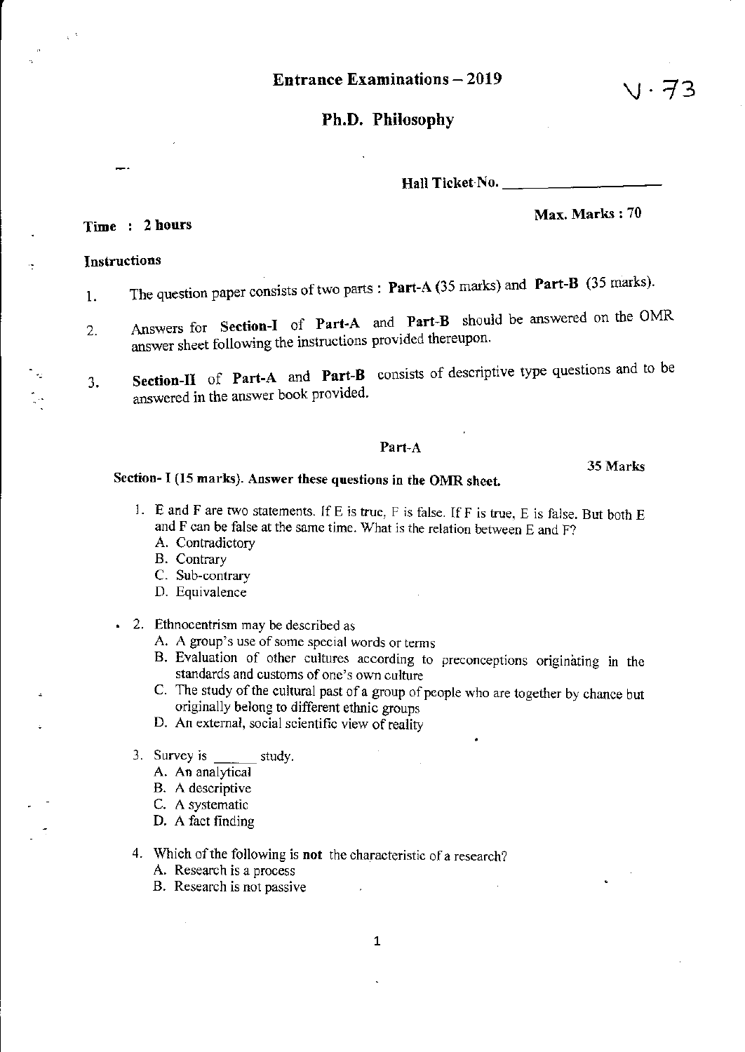# Entrance Examinations – 2019

V · 73

## Ph.D. Philosophy

Hall Ticket No. ____________________

**Time : 2 hours**

**Max. Marks : 70**

**Instructions**

1. The question paper consists of two parts : **Part-A** (35 marks) and **Part-B** (35 marks).
2. Answers for **Section-I** of **Part-A** and **Part-B** should be answered on the OMR answer sheet following the instructions provided thereupon.
3. **Section-II** of **Part-A** and **Part-B** consists of descriptive type questions and to be answered in the answer book provided.

### Part-A

35 Marks

**Section- I (15 marks). Answer these questions in the OMR sheet.**

1. E and F are two statements. If E is true, F is false. If F is true, E is false. But both E and F can be false at the same time. What is the relation between E and F?
   - A. Contradictory
   - B. Contrary
   - C. Sub-contrary
   - D. Equivalence

2. Ethnocentrism may be described as
   - A. A group's use of some special words or terms
   - B. Evaluation of other cultures according to preconceptions originating in the standards and customs of one's own culture
   - C. The study of the cultural past of a group of people who are together by chance but originally belong to different ethnic groups
   - D. An external, social scientific view of reality

3. Survey is ______ study.
   - A. An analytical
   - B. A descriptive
   - C. A systematic
   - D. A fact finding

4. Which of the following is **not** the characteristic of a research?
   - A. Research is a process
   - B. Research is not passive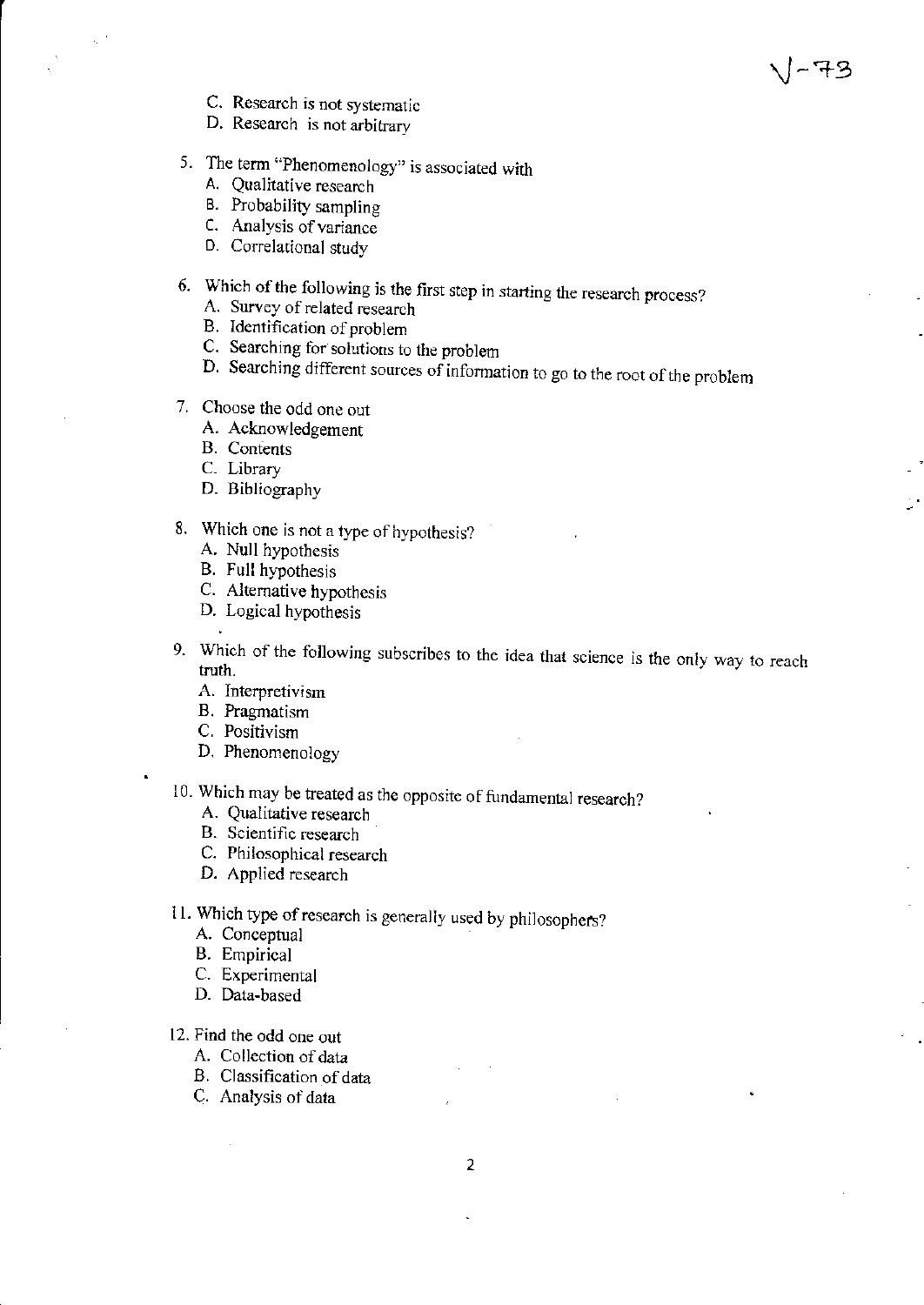C. Research is not systematic
D. Research is not arbitrary

5. The term "Phenomenology" is associated with
   A. Qualitative research
   B. Probability sampling
   C. Analysis of variance
   D. Correlational study

6. Which of the following is the first step in starting the research process?
   A. Survey of related research
   B. Identification of problem
   C. Searching for solutions to the problem
   D. Searching different sources of information to go to the root of the problem

7. Choose the odd one out
   A. Acknowledgement
   B. Contents
   C. Library
   D. Bibliography

8. Which one is not a type of hypothesis?
   A. Null hypothesis
   B. Full hypothesis
   C. Alternative hypothesis
   D. Logical hypothesis

9. Which of the following subscribes to the idea that science is the only way to reach truth.
   A. Interpretivism
   B. Pragmatism
   C. Positivism
   D. Phenomenology

10. Which may be treated as the opposite of fundamental research?
    A. Qualitative research
    B. Scientific research
    C. Philosophical research
    D. Applied research

11. Which type of research is generally used by philosophers?
    A. Conceptual
    B. Empirical
    C. Experimental
    D. Data-based

12. Find the odd one out
    A. Collection of data
    B. Classification of data
    C. Analysis of data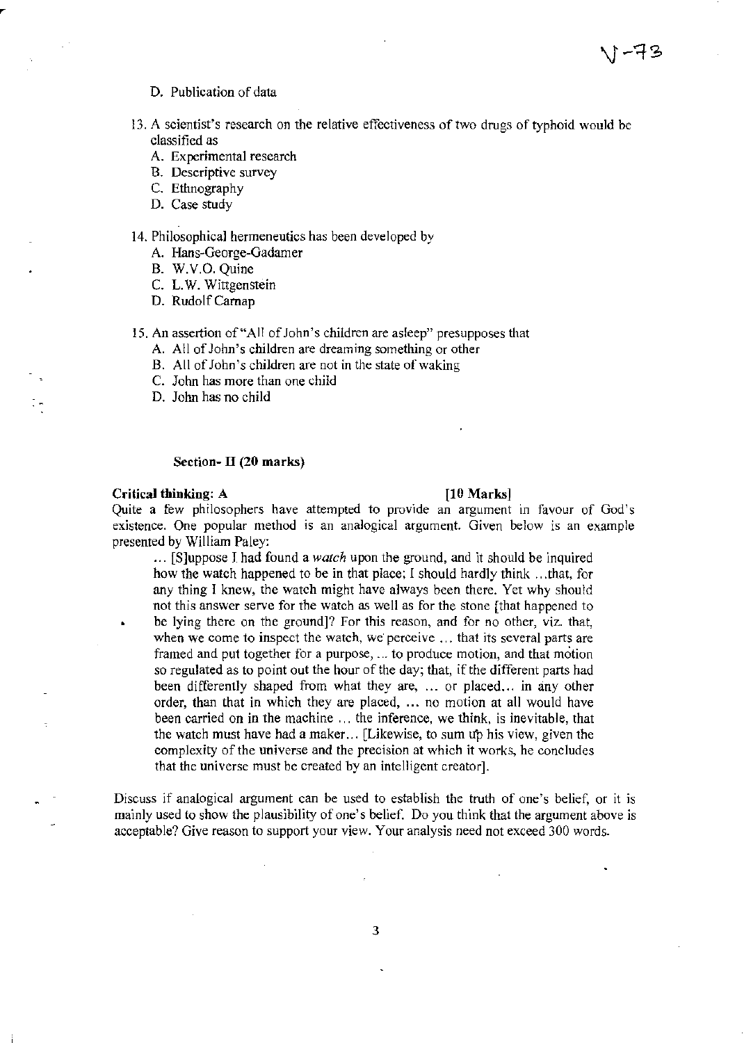D. Publication of data

13. A scientist's research on the relative effectiveness of two drugs of typhoid would be classified as
    A. Experimental research
    B. Descriptive survey
    C. Ethnography
    D. Case study

14. Philosophical hermeneutics has been developed by
    A. Hans-George-Gadamer
    B. W.V.O. Quine
    C. L.W. Wittgenstein
    D. Rudolf Carnap

15. An assertion of "All of John's children are asleep" presupposes that
    A. All of John's children are dreaming something or other
    B. All of John's children are not in the state of waking
    C. John has more than one child
    D. John has no child

**Section- II (20 marks)**

**Critical thinking: A** **[10 Marks]**

Quite a few philosophers have attempted to provide an argument in favour of God's existence. One popular method is an analogical argument. Given below is an example presented by William Paley:

> ... [S]uppose I had found a *watch* upon the ground, and it should be inquired how the watch happened to be in that place; I should hardly think ...that, for any thing I knew, the watch might have always been there. Yet why should not this answer serve for the watch as well as for the stone [that happened to be lying there on the ground]? For this reason, and for no other, viz. that, when we come to inspect the watch, we perceive ... that its several parts are framed and put together for a purpose, ... to produce motion, and that motion so regulated as to point out the hour of the day; that, if the different parts had been differently shaped from what they are, ... or placed... in any other order, than that in which they are placed, ... no motion at all would have been carried on in the machine ... the inference, we think, is inevitable, that the watch must have had a maker... [Likewise, to sum up his view, given the complexity of the universe and the precision at which it works, he concludes that the universe must be created by an intelligent creator].

Discuss if analogical argument can be used to establish the truth of one's belief, or it is mainly used to show the plausibility of one's belief. Do you think that the argument above is acceptable? Give reason to support your view. Your analysis need not exceed 300 words.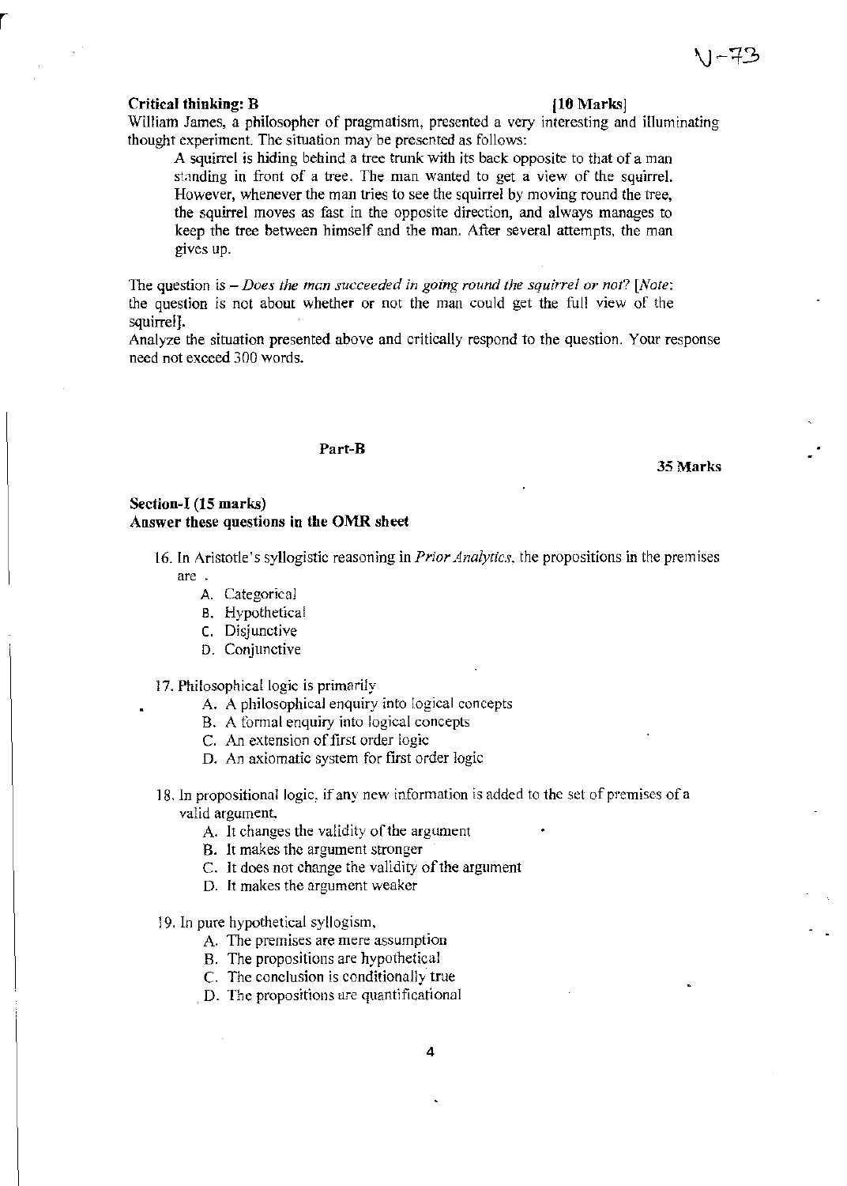**Critical thinking: B** **[10 Marks]**

William James, a philosopher of pragmatism, presented a very interesting and illuminating thought experiment. The situation may be presented as follows:

> A squirrel is hiding behind a tree trunk with its back opposite to that of a man standing in front of a tree. The man wanted to get a view of the squirrel. However, whenever the man tries to see the squirrel by moving round the tree, the squirrel moves as fast in the opposite direction, and always manages to keep the tree between himself and the man. After several attempts, the man gives up.

The question is – *Does the man succeeded in going round the squirrel or not?* [*Note*: the question is not about whether or not the man could get the full view of the squirrel].

Analyze the situation presented above and critically respond to the question. Your response need not exceed 300 words.

## Part-B

**35 Marks**

### Section-I (15 marks)

**Answer these questions in the OMR sheet**

16. In Aristotle's syllogistic reasoning in *Prior Analytics*, the propositions in the premises are .
    - A. Categorical
    - B. Hypothetical
    - C. Disjunctive
    - D. Conjunctive

17. Philosophical logic is primarily
    - A. A philosophical enquiry into logical concepts
    - B. A formal enquiry into logical concepts
    - C. An extension of first order logic
    - D. An axiomatic system for first order logic

18. In propositional logic, if any new information is added to the set of premises of a valid argument,
    - A. It changes the validity of the argument
    - B. It makes the argument stronger
    - C. It does not change the validity of the argument
    - D. It makes the argument weaker

19. In pure hypothetical syllogism,
    - A. The premises are mere assumption
    - B. The propositions are hypothetical
    - C. The conclusion is conditionally true
    - D. The propositions are quantificational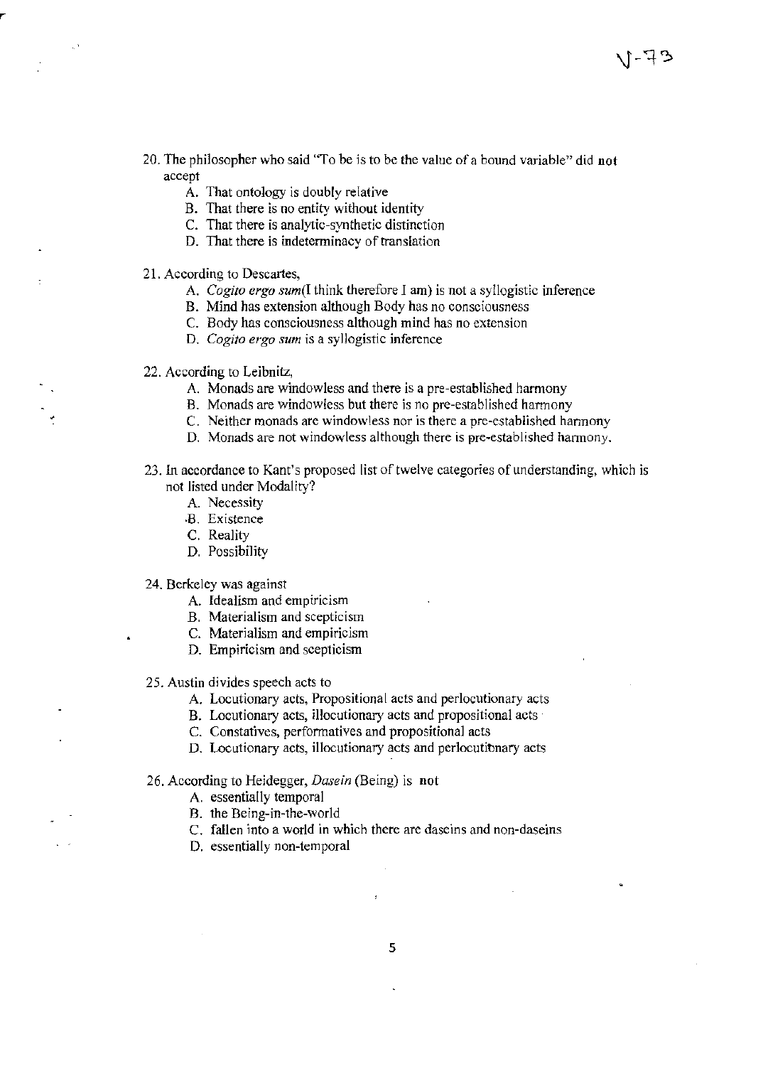20. The philosopher who said "To be is to be the value of a bound variable" did **not** accept
    - A. That ontology is doubly relative
    - B. That there is no entity without identity
    - C. That there is analytic-synthetic distinction
    - D. That there is indeterminacy of translation

21. According to Descartes,
    - A. *Cogito ergo sum*(I think therefore I am) is not a syllogistic inference
    - B. Mind has extension although Body has no consciousness
    - C. Body has consciousness although mind has no extension
    - D. *Cogito ergo sum* is a syllogistic inference

22. According to Leibnitz,
    - A. Monads are windowless and there is a pre-established harmony
    - B. Monads are windowless but there is no pre-established harmony
    - C. Neither monads are windowless nor is there a pre-established harmony
    - D. Monads are not windowless although there is pre-established harmony.

23. In accordance to Kant's proposed list of twelve categories of understanding, which is not listed under Modality?
    - A. Necessity
    - B. Existence
    - C. Reality
    - D. Possibility

24. Berkeley was against
    - A. Idealism and empiricism
    - B. Materialism and scepticism
    - C. Materialism and empiricism
    - D. Empiricism and scepticism

25. Austin divides speech acts to
    - A. Locutionary acts, Propositional acts and perlocutionary acts
    - B. Locutionary acts, illocutionary acts and propositional acts
    - C. Constatives, performatives and propositional acts
    - D. Locutionary acts, illocutionary acts and perlocutionary acts

26. According to Heidegger, *Dasein* (Being) is **not**
    - A. essentially temporal
    - B. the Being-in-the-world
    - C. fallen into a world in which there are daseins and non-daseins
    - D. essentially non-temporal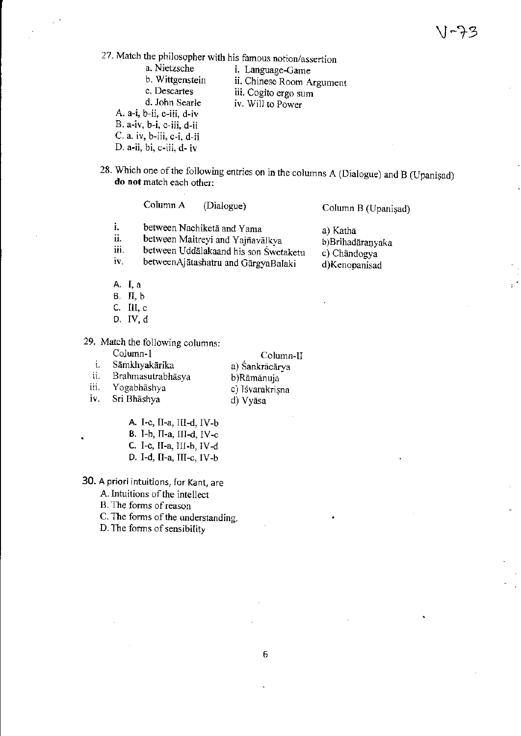27. Match the philosopher with his famous notion/assertion

| | |
|---|---|
| a. Nietzsche | i. Language-Game |
| b. Wittgenstein | ii. Chinese Room Argument |
| c. Descartes | iii. Cogito ergo sum |
| d. John Searle | iv. Will to Power |

A. a-i, b-ii, c-iii, d-iv
B. a-iv, b-i, c-iii, d-ii
C. a. iv, b-iii, c-i, d-ii
D. a-ii, bi, c-iii, d- iv

28. Which one of the following entries on in the columns A (Dialogue) and B (Upaniṣad) **do not** match each other:

| | Column A (Dialogue) | Column B (Upaniṣad) |
|---|---|---|
| i. | between Nachiketā and Yama | a) Kathā |
| ii. | between Maitreyi and Yajñavālkya | b)Brihadāraṇyaka |
| iii. | between Uddālakaand his son Śwetaketu | c) Chāndogya |
| iv. | betweenAjātashatru and GārgyaBalaki | d)Kenopanisad |

A. I, a
B. II, b
C. III, c
D. IV, d

29. Match the following columns:

| | Column-I | Column-II |
|---|---|---|
| i. | Sāmkhyakārika | a) Śankrācārya |
| ii. | Brahmasutrabhāsya | b)Rāmānuja |
| iii. | Yogabhāshya | c) Iśvarakrisna |
| iv. | Sri Bhāshya | d) Vyāsa |

A. I-c, II-a, III-d, IV-b
B. I-b, II-a, III-d, IV-c
C. I-c, II-a, III-b, IV-d
D. I-d, II-a, III-c, IV-b

30. A priori intuitions, for Kant, are

A. Intuitions of the intellect
B. The forms of reason
C. The forms of the understanding.
D. The forms of sensibility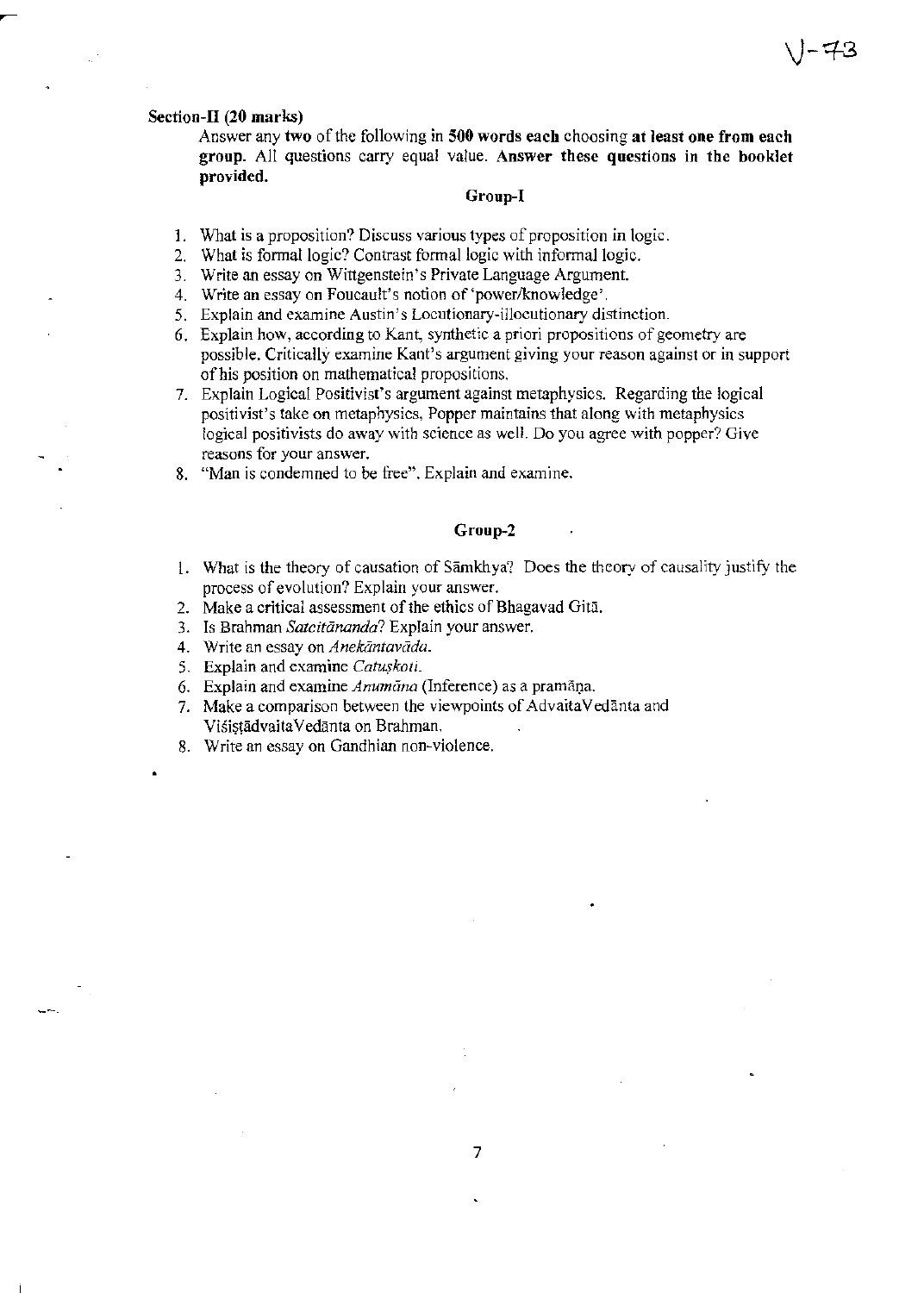**Section-II (20 marks)**

Answer any **two** of the following in **500 words each** choosing **at least one from each group**. All questions carry equal value. **Answer these questions in the booklet provided.**

### Group-I

1. What is a proposition? Discuss various types of proposition in logic.
2. What is formal logic? Contrast formal logic with informal logic.
3. Write an essay on Wittgenstein's Private Language Argument.
4. Write an essay on Foucault's notion of 'power/knowledge'.
5. Explain and examine Austin's Locutionary-illocutionary distinction.
6. Explain how, according to Kant, synthetic a priori propositions of geometry are possible. Critically examine Kant's argument giving your reason against or in support of his position on mathematical propositions.
7. Explain Logical Positivist's argument against metaphysics. Regarding the logical positivist's take on metaphysics, Popper maintains that along with metaphysics logical positivists do away with science as well. Do you agree with popper? Give reasons for your answer.
8. "Man is condemned to be free". Explain and examine.

### Group-2

1. What is the theory of causation of Sāmkhya? Does the theory of causality justify the process of evolution? Explain your answer.
2. Make a critical assessment of the ethics of Bhagavad Gitā.
3. Is Brahman *Satcitānanda*? Explain your answer.
4. Write an essay on *Anekāntavāda*.
5. Explain and examine *Catuṣkoṭi*.
6. Explain and examine *Anumāna* (Inference) as a pramāṇa.
7. Make a comparison between the viewpoints of AdvaitaVedānta and ViśiṣṭādvaitaVedānta on Brahman.
8. Write an essay on Gandhian non-violence.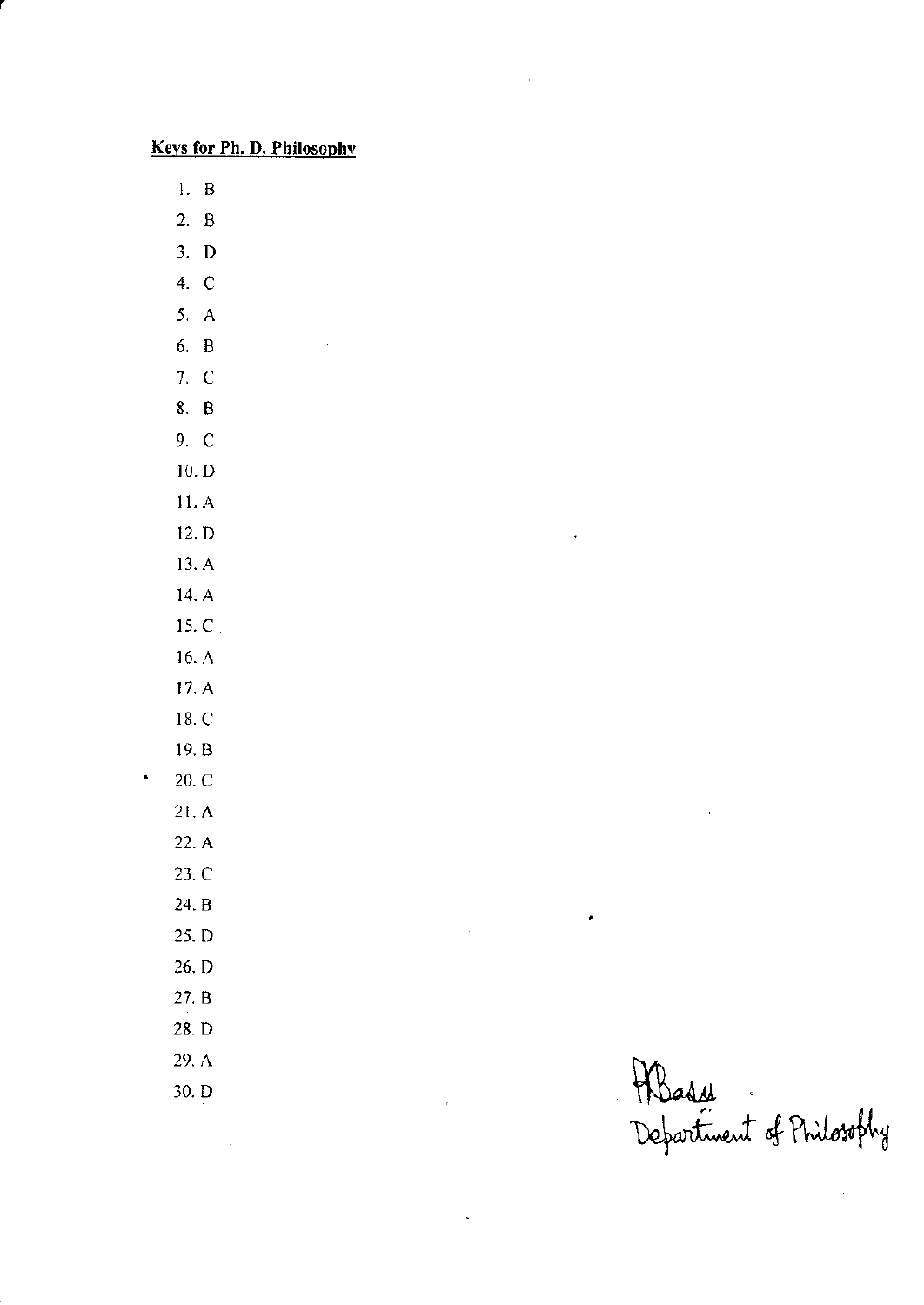**Keys for Ph. D. Philosophy**

1. B
2. B
3. D
4. C
5. A
6. B
7. C
8. B
9. C
10. D
11. A
12. D
13. A
14. A
15. C
16. A
17. A
18. C
19. B
20. C
21. A
22. A
23. C
24. B
25. D
26. D
27. B
28. D
29. A
30. D

H.Basu
Department of Philosophy